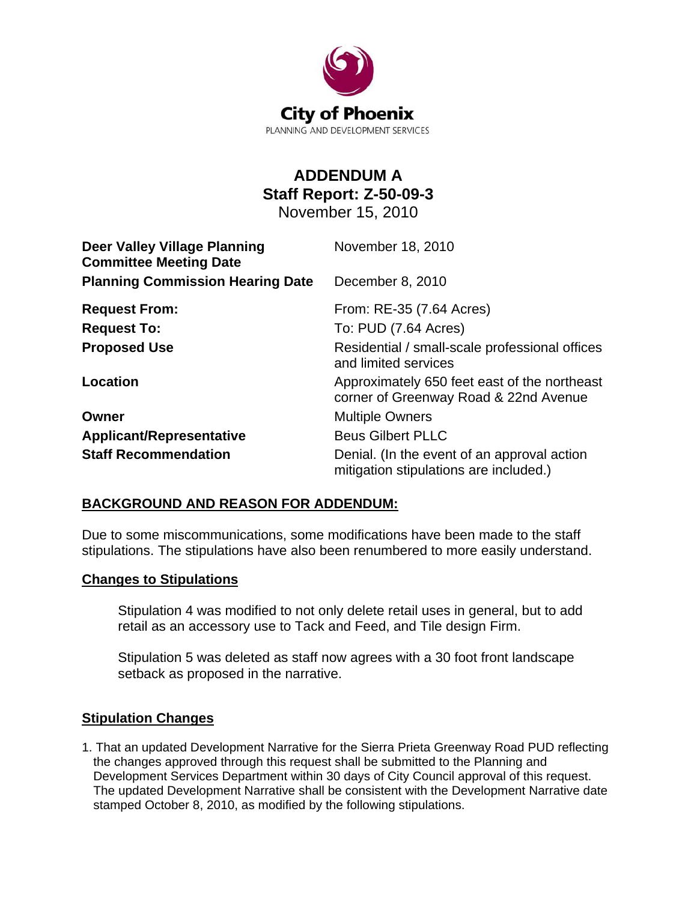City of Phoenix

PLANNING AND DEVELOPMENT SERVICES

# ADDENDUM A
## Staff Report: Z-50-09-3
November 15, 2010

| | |
|---|---|
| **Deer Valley Village Planning Committee Meeting Date** | November 18, 2010 |
| **Planning Commission Hearing Date** | December 8, 2010 |
| **Request From:** | From: RE-35 (7.64 Acres) |
| **Request To:** | To: PUD (7.64 Acres) |
| **Proposed Use** | Residential / small-scale professional offices and limited services |
| **Location** | Approximately 650 feet east of the northeast corner of Greenway Road & 22nd Avenue |
| **Owner** | Multiple Owners |
| **Applicant/Representative** | Beus Gilbert PLLC |
| **Staff Recommendation** | Denial. (In the event of an approval action mitigation stipulations are included.) |

## BACKGROUND AND REASON FOR ADDENDUM:

Due to some miscommunications, some modifications have been made to the staff stipulations. The stipulations have also been renumbered to more easily understand.

### Changes to Stipulations

Stipulation 4 was modified to not only delete retail uses in general, but to add retail as an accessory use to Tack and Feed, and Tile design Firm.

Stipulation 5 was deleted as staff now agrees with a 30 foot front landscape setback as proposed in the narrative.

### Stipulation Changes

1. That an updated Development Narrative for the Sierra Prieta Greenway Road PUD reflecting the changes approved through this request shall be submitted to the Planning and Development Services Department within 30 days of City Council approval of this request. The updated Development Narrative shall be consistent with the Development Narrative date stamped October 8, 2010, as modified by the following stipulations.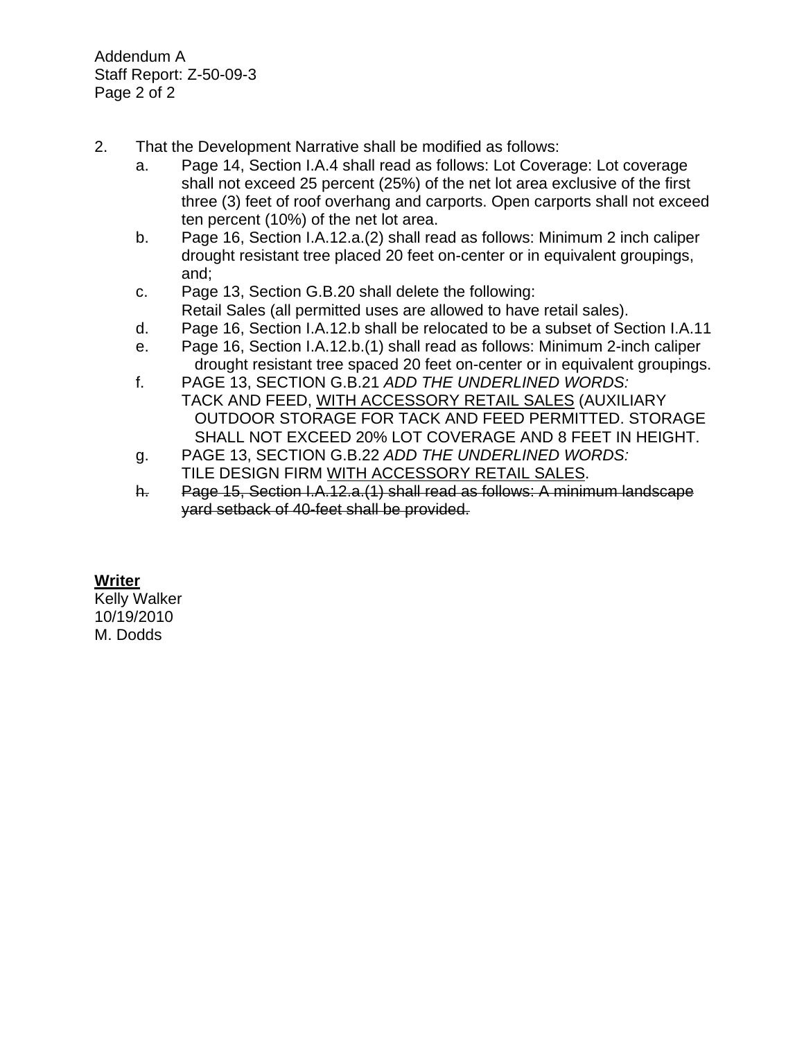2. That the Development Narrative shall be modified as follows:
   a. Page 14, Section I.A.4 shall read as follows: Lot Coverage: Lot coverage shall not exceed 25 percent (25%) of the net lot area exclusive of the first three (3) feet of roof overhang and carports. Open carports shall not exceed ten percent (10%) of the net lot area.
   b. Page 16, Section I.A.12.a.(2) shall read as follows: Minimum 2 inch caliper drought resistant tree placed 20 feet on-center or in equivalent groupings, and;
   c. Page 13, Section G.B.20 shall delete the following:
      Retail Sales (all permitted uses are allowed to have retail sales).
   d. Page 16, Section I.A.12.b shall be relocated to be a subset of Section I.A.11
   e. Page 16, Section I.A.12.b.(1) shall read as follows: Minimum 2-inch caliper drought resistant tree spaced 20 feet on-center or in equivalent groupings.
   f. PAGE 13, SECTION G.B.21 *ADD THE UNDERLINED WORDS:*
      TACK AND FEED, <u>WITH ACCESSORY RETAIL SALES</u> (AUXILIARY OUTDOOR STORAGE FOR TACK AND FEED PERMITTED. STORAGE SHALL NOT EXCEED 20% LOT COVERAGE AND 8 FEET IN HEIGHT.
   g. PAGE 13, SECTION G.B.22 *ADD THE UNDERLINED WORDS:*
      TILE DESIGN FIRM <u>WITH ACCESSORY RETAIL SALES</u>.
   h. ~~Page 15, Section I.A.12.a.(1) shall read as follows: A minimum landscape yard setback of 40-feet shall be provided.~~

**<u>Writer</u>**
Kelly Walker
10/19/2010
M. Dodds